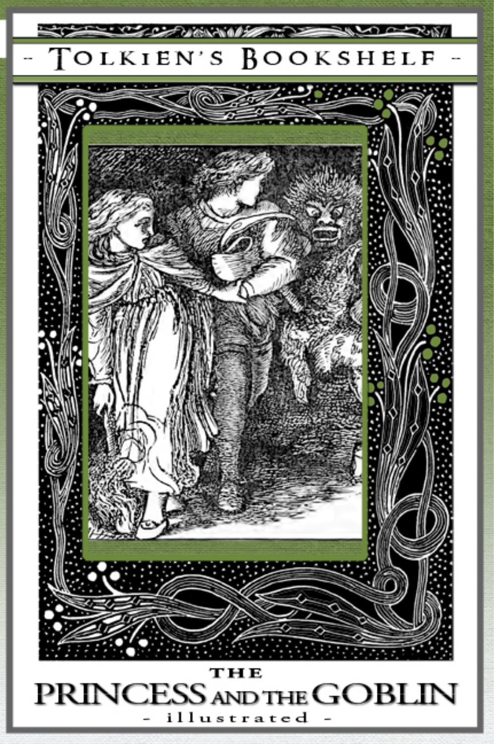- Tolkien's Bookshelf -

# The Princess and the Goblin

- illustrated -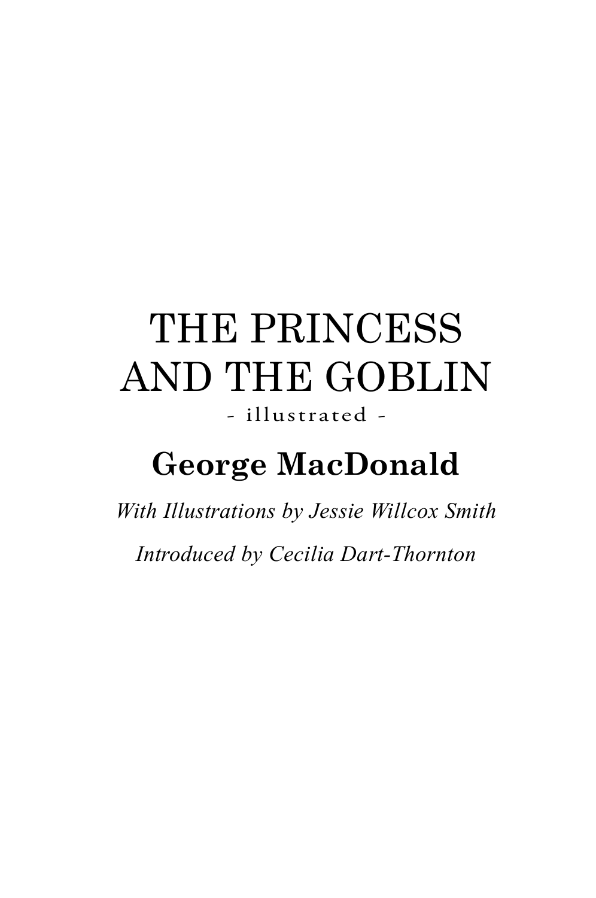# THE PRINCESS AND THE GOBLIN

- illustrated -

**George MacDonald**

*With Illustrations by Jessie Willcox Smith*

*Introduced by Cecilia Dart-Thornton*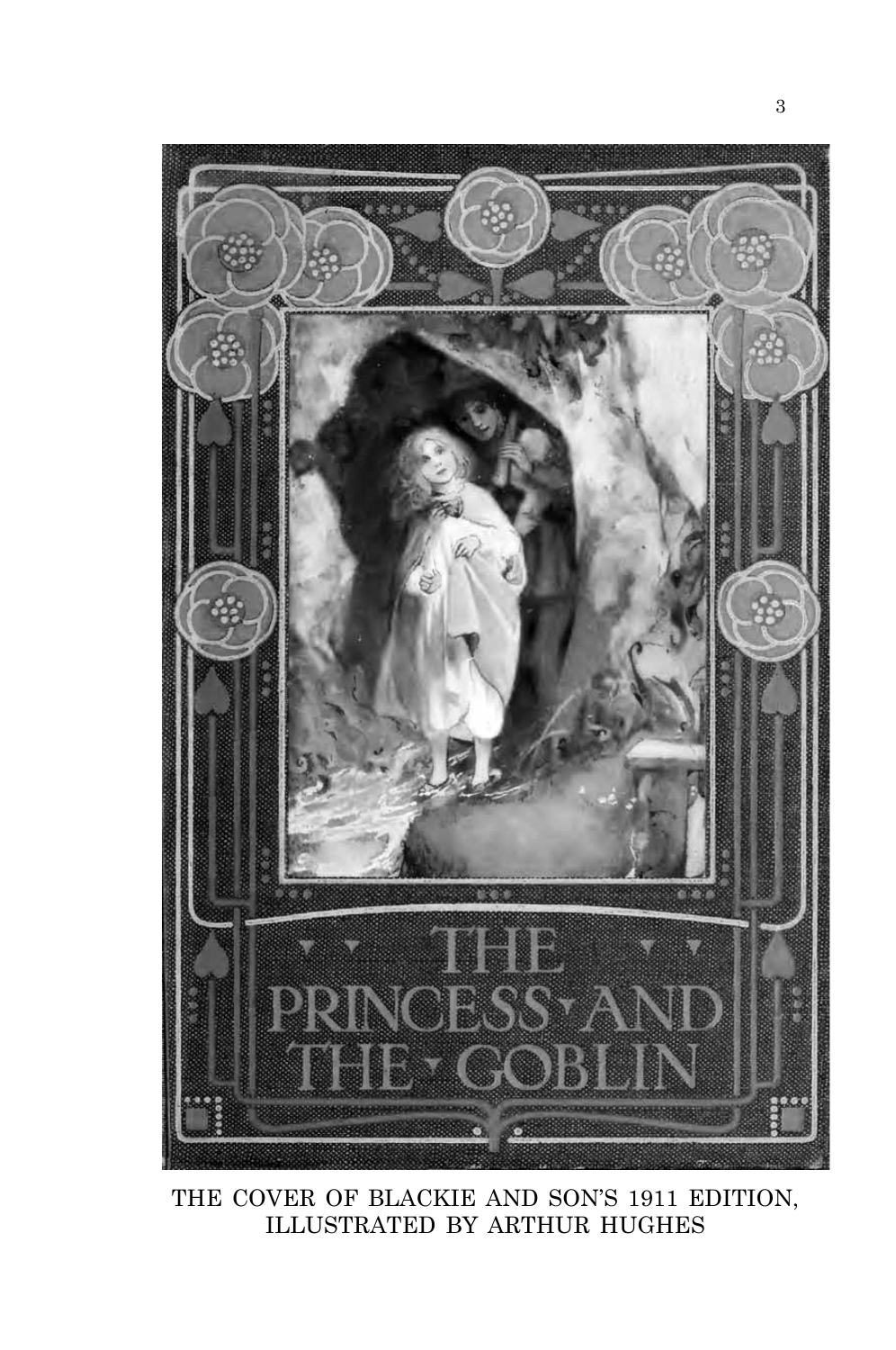THE COVER OF BLACKIE AND SON'S 1911 EDITION, ILLUSTRATED BY ARTHUR HUGHES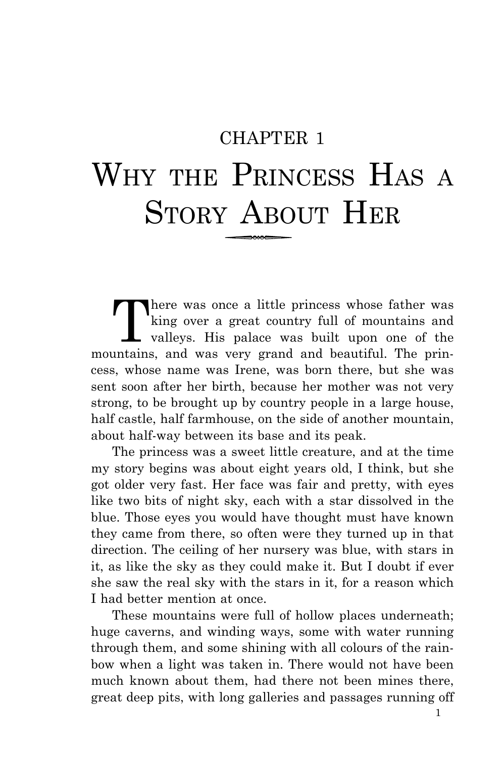# CHAPTER 1

# Why the Princess Has a Story About Her

There was once a little princess whose father was king over a great country full of mountains and valleys. His palace was built upon one of the mountains, and was very grand and beautiful. The princess, whose name was Irene, was born there, but she was sent soon after her birth, because her mother was not very strong, to be brought up by country people in a large house, half castle, half farmhouse, on the side of another mountain, about half-way between its base and its peak.

The princess was a sweet little creature, and at the time my story begins was about eight years old, I think, but she got older very fast. Her face was fair and pretty, with eyes like two bits of night sky, each with a star dissolved in the blue. Those eyes you would have thought must have known they came from there, so often were they turned up in that direction. The ceiling of her nursery was blue, with stars in it, as like the sky as they could make it. But I doubt if ever she saw the real sky with the stars in it, for a reason which I had better mention at once.

These mountains were full of hollow places underneath; huge caverns, and winding ways, some with water running through them, and some shining with all colours of the rainbow when a light was taken in. There would not have been much known about them, had there not been mines there, great deep pits, with long galleries and passages running off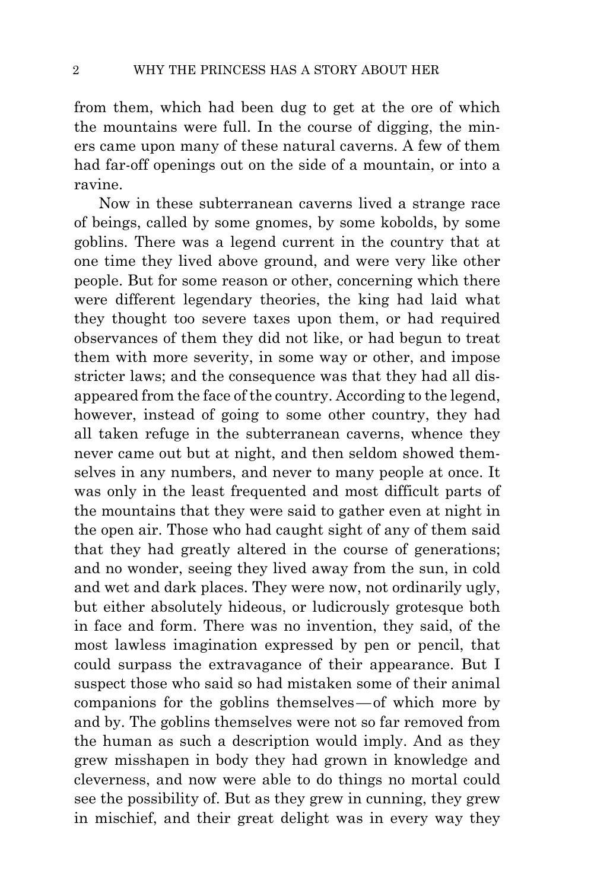from them, which had been dug to get at the ore of which the mountains were full. In the course of digging, the miners came upon many of these natural caverns. A few of them had far-off openings out on the side of a mountain, or into a ravine.

Now in these subterranean caverns lived a strange race of beings, called by some gnomes, by some kobolds, by some goblins. There was a legend current in the country that at one time they lived above ground, and were very like other people. But for some reason or other, concerning which there were different legendary theories, the king had laid what they thought too severe taxes upon them, or had required observances of them they did not like, or had begun to treat them with more severity, in some way or other, and impose stricter laws; and the consequence was that they had all disappeared from the face of the country. According to the legend, however, instead of going to some other country, they had all taken refuge in the subterranean caverns, whence they never came out but at night, and then seldom showed themselves in any numbers, and never to many people at once. It was only in the least frequented and most difficult parts of the mountains that they were said to gather even at night in the open air. Those who had caught sight of any of them said that they had greatly altered in the course of generations; and no wonder, seeing they lived away from the sun, in cold and wet and dark places. They were now, not ordinarily ugly, but either absolutely hideous, or ludicrously grotesque both in face and form. There was no invention, they said, of the most lawless imagination expressed by pen or pencil, that could surpass the extravagance of their appearance. But I suspect those who said so had mistaken some of their animal companions for the goblins themselves—of which more by and by. The goblins themselves were not so far removed from the human as such a description would imply. And as they grew misshapen in body they had grown in knowledge and cleverness, and now were able to do things no mortal could see the possibility of. But as they grew in cunning, they grew in mischief, and their great delight was in every way they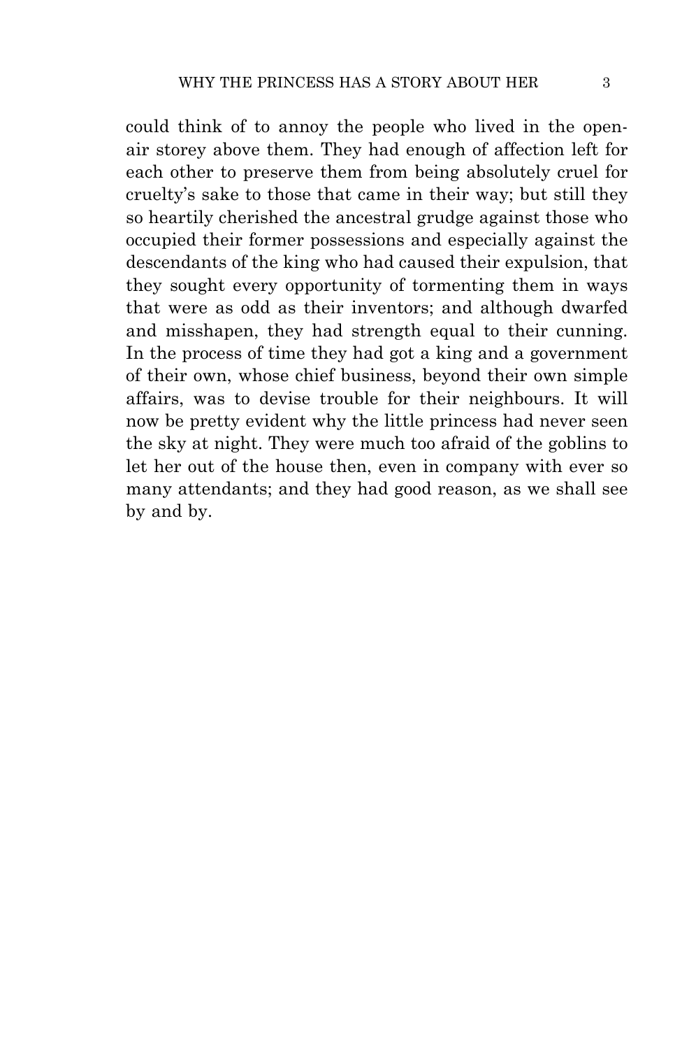could think of to annoy the people who lived in the open-air storey above them. They had enough of affection left for each other to preserve them from being absolutely cruel for cruelty's sake to those that came in their way; but still they so heartily cherished the ancestral grudge against those who occupied their former possessions and especially against the descendants of the king who had caused their expulsion, that they sought every opportunity of tormenting them in ways that were as odd as their inventors; and although dwarfed and misshapen, they had strength equal to their cunning. In the process of time they had got a king and a government of their own, whose chief business, beyond their own simple affairs, was to devise trouble for their neighbours. It will now be pretty evident why the little princess had never seen the sky at night. They were much too afraid of the goblins to let her out of the house then, even in company with ever so many attendants; and they had good reason, as we shall see by and by.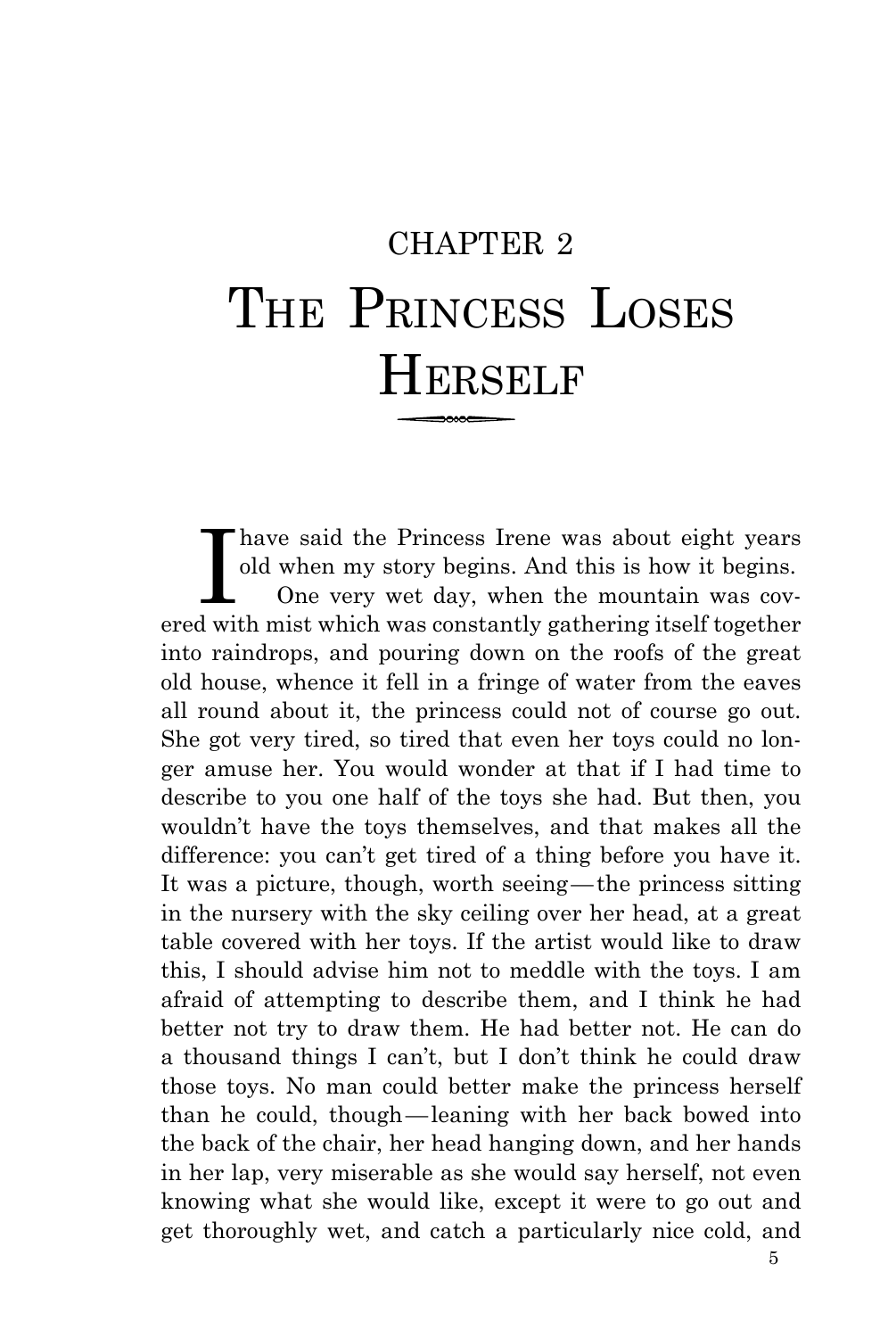# CHAPTER 2
# The Princess Loses Herself

I have said the Princess Irene was about eight years old when my story begins. And this is how it begins.

One very wet day, when the mountain was covered with mist which was constantly gathering itself together into raindrops, and pouring down on the roofs of the great old house, whence it fell in a fringe of water from the eaves all round about it, the princess could not of course go out. She got very tired, so tired that even her toys could no longer amuse her. You would wonder at that if I had time to describe to you one half of the toys she had. But then, you wouldn't have the toys themselves, and that makes all the difference: you can't get tired of a thing before you have it. It was a picture, though, worth seeing — the princess sitting in the nursery with the sky ceiling over her head, at a great table covered with her toys. If the artist would like to draw this, I should advise him not to meddle with the toys. I am afraid of attempting to describe them, and I think he had better not try to draw them. He had better not. He can do a thousand things I can't, but I don't think he could draw those toys. No man could better make the princess herself than he could, though — leaning with her back bowed into the back of the chair, her head hanging down, and her hands in her lap, very miserable as she would say herself, not even knowing what she would like, except it were to go out and get thoroughly wet, and catch a particularly nice cold, and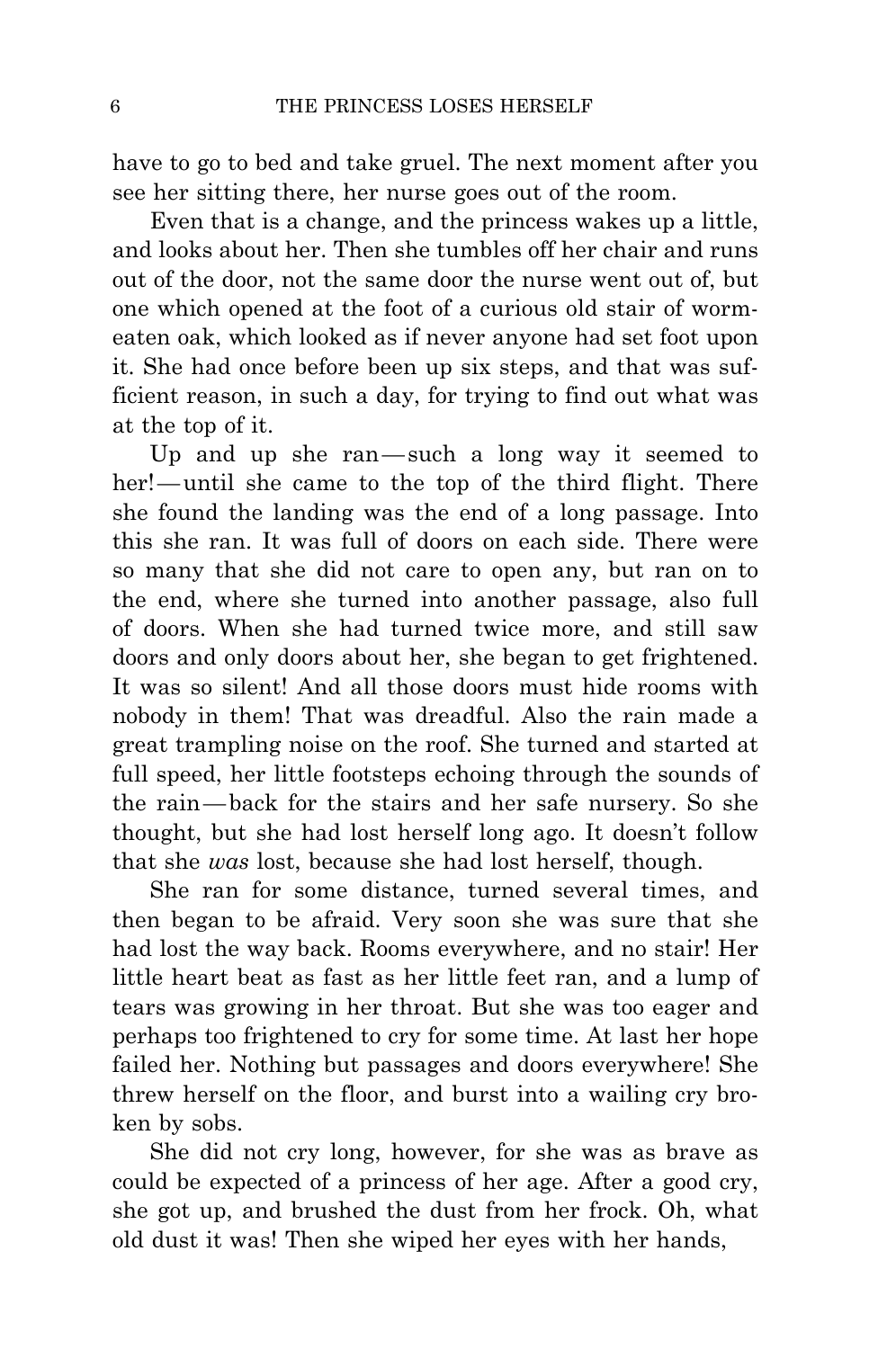have to go to bed and take gruel. The next moment after you see her sitting there, her nurse goes out of the room.

Even that is a change, and the princess wakes up a little, and looks about her. Then she tumbles off her chair and runs out of the door, not the same door the nurse went out of, but one which opened at the foot of a curious old stair of worm-eaten oak, which looked as if never anyone had set foot upon it. She had once before been up six steps, and that was sufficient reason, in such a day, for trying to find out what was at the top of it.

Up and up she ran — such a long way it seemed to her! — until she came to the top of the third flight. There she found the landing was the end of a long passage. Into this she ran. It was full of doors on each side. There were so many that she did not care to open any, but ran on to the end, where she turned into another passage, also full of doors. When she had turned twice more, and still saw doors and only doors about her, she began to get frightened. It was so silent! And all those doors must hide rooms with nobody in them! That was dreadful. Also the rain made a great trampling noise on the roof. She turned and started at full speed, her little footsteps echoing through the sounds of the rain — back for the stairs and her safe nursery. So she thought, but she had lost herself long ago. It doesn't follow that she *was* lost, because she had lost herself, though.

She ran for some distance, turned several times, and then began to be afraid. Very soon she was sure that she had lost the way back. Rooms everywhere, and no stair! Her little heart beat as fast as her little feet ran, and a lump of tears was growing in her throat. But she was too eager and perhaps too frightened to cry for some time. At last her hope failed her. Nothing but passages and doors everywhere! She threw herself on the floor, and burst into a wailing cry broken by sobs.

She did not cry long, however, for she was as brave as could be expected of a princess of her age. After a good cry, she got up, and brushed the dust from her frock. Oh, what old dust it was! Then she wiped her eyes with her hands,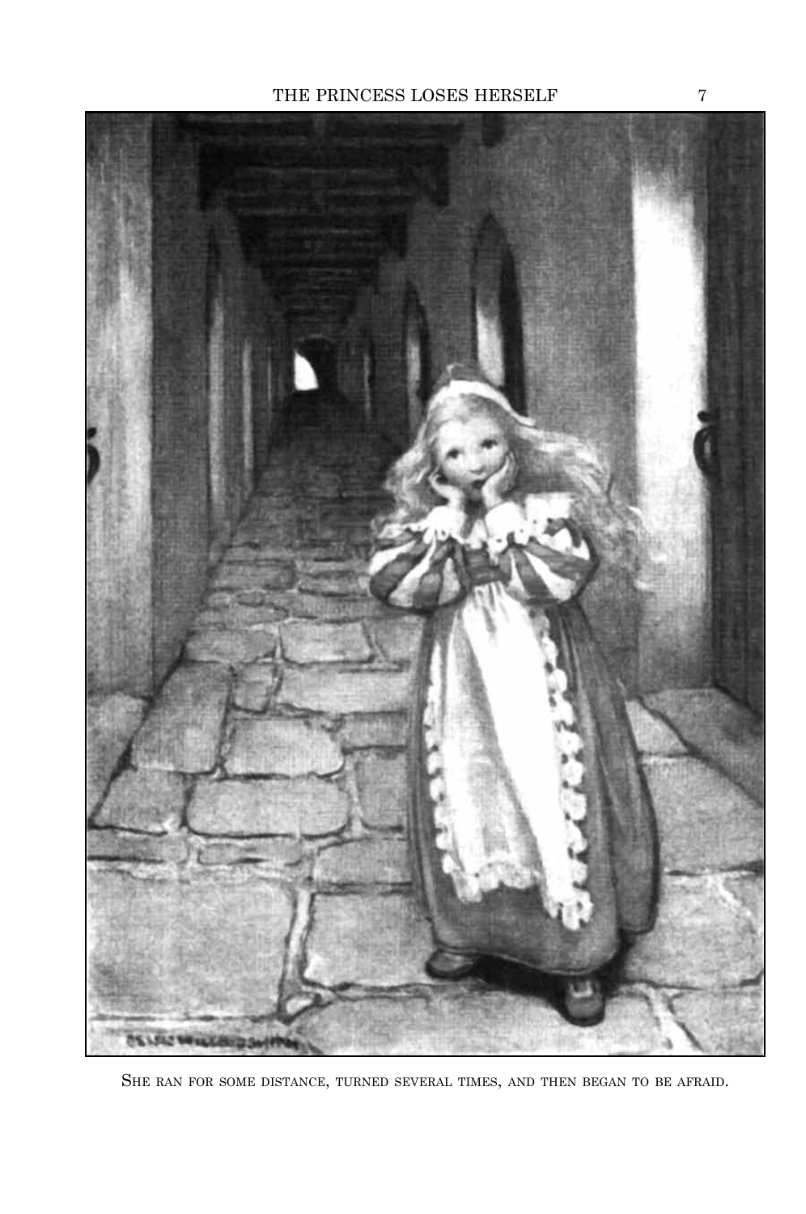She ran for some distance, turned several times, and then began to be afraid.